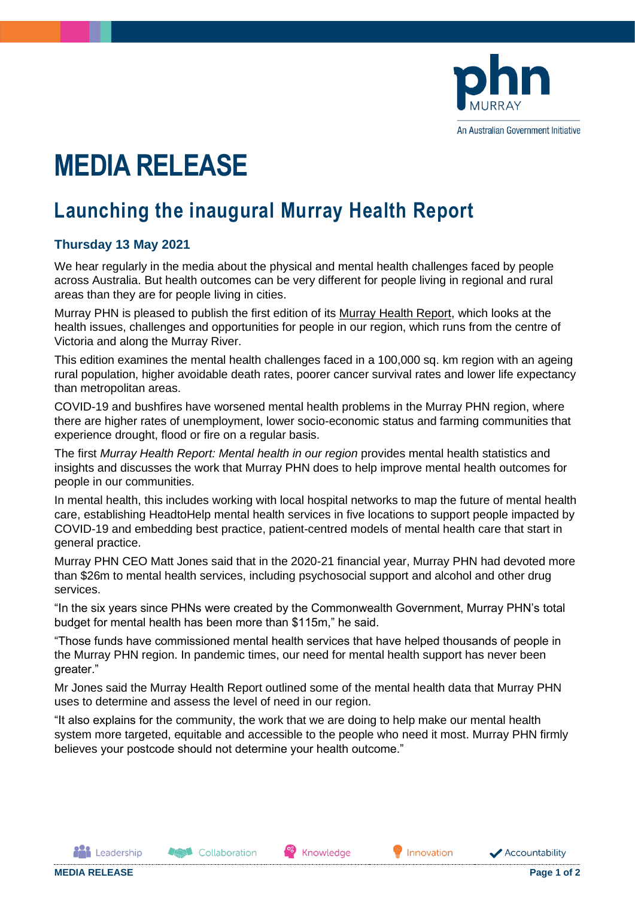# MEDIA RELEASE

## Launching the inaugural Murray Health Report

### Thursday 13 May 2021

We hear regularly in the media about the physical and mental health challenges faced by people across Australia. But health outcomes can be very different for people living in regional and rural areas than they are for people living in cities.

Murray PHN is pleased to publish the first edition of its Murray Health Report, which looks at the health issues, challenges and opportunities for people in our region, which runs from the centre of Victoria and along the Murray River.

This edition examines the mental health challenges faced in a 100,000 sq. km region with an ageing rural population, higher avoidable death rates, poorer cancer survival rates and lower life expectancy than metropolitan areas.

COVID-19 and bushfires have worsened mental health problems in the Murray PHN region, where there are higher rates of unemployment, lower socio-economic status and farming communities that experience drought, flood or fire on a regular basis.

The first *Murray Health Report: Mental health in our region* provides mental health statistics and insights and discusses the work that Murray PHN does to help improve mental health outcomes for people in our communities.

In mental health, this includes working with local hospital networks to map the future of mental health care, establishing HeadtoHelp mental health services in five locations to support people impacted by COVID-19 and embedding best practice, patient-centred models of mental health care that start in general practice.

Murray PHN CEO Matt Jones said that in the 2020-21 financial year, Murray PHN had devoted more than $26m to mental health services, including psychosocial support and alcohol and other drug services.

"In the six years since PHNs were created by the Commonwealth Government, Murray PHN's total budget for mental health has been more than $115m," he said.

"Those funds have commissioned mental health services that have helped thousands of people in the Murray PHN region. In pandemic times, our need for mental health support has never been greater."

Mr Jones said the Murray Health Report outlined some of the mental health data that Murray PHN uses to determine and assess the level of need in our region.

"It also explains for the community, the work that we are doing to help make our mental health system more targeted, equitable and accessible to the people who need it most. Murray PHN firmly believes your postcode should not determine your health outcome."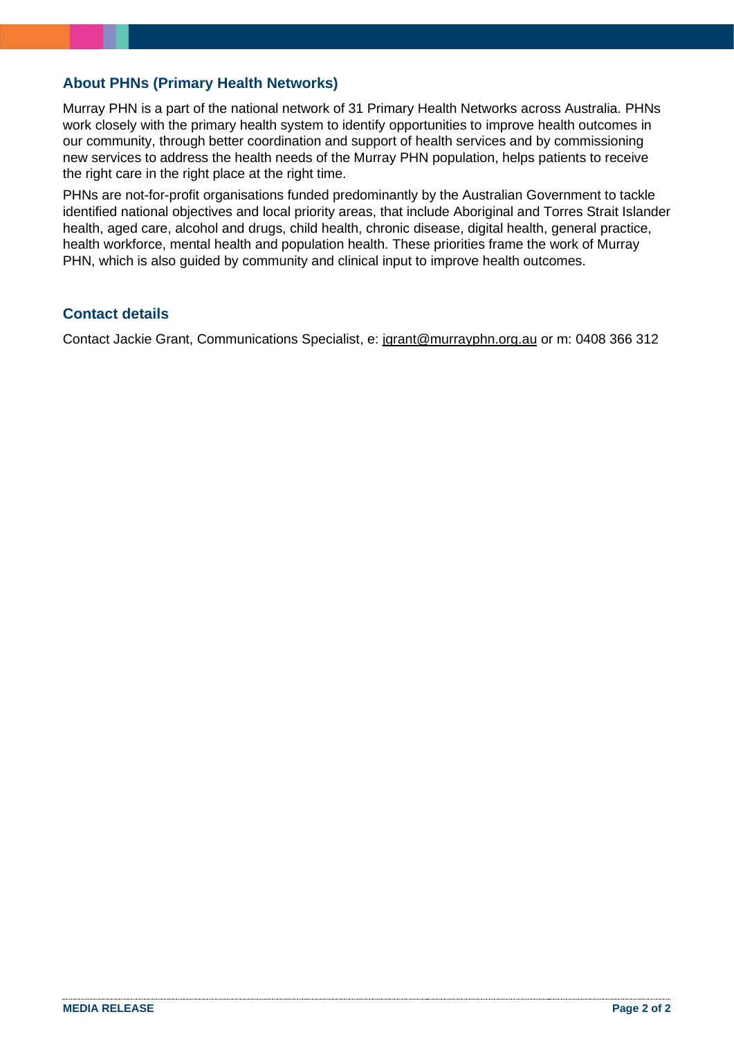## About PHNs (Primary Health Networks)

Murray PHN is a part of the national network of 31 Primary Health Networks across Australia. PHNs work closely with the primary health system to identify opportunities to improve health outcomes in our community, through better coordination and support of health services and by commissioning new services to address the health needs of the Murray PHN population, helps patients to receive the right care in the right place at the right time.

PHNs are not-for-profit organisations funded predominantly by the Australian Government to tackle identified national objectives and local priority areas, that include Aboriginal and Torres Strait Islander health, aged care, alcohol and drugs, child health, chronic disease, digital health, general practice, health workforce, mental health and population health. These priorities frame the work of Murray PHN, which is also guided by community and clinical input to improve health outcomes.

## Contact details

Contact Jackie Grant, Communications Specialist, e: jgrant@murrayphn.org.au or m: 0408 366 312